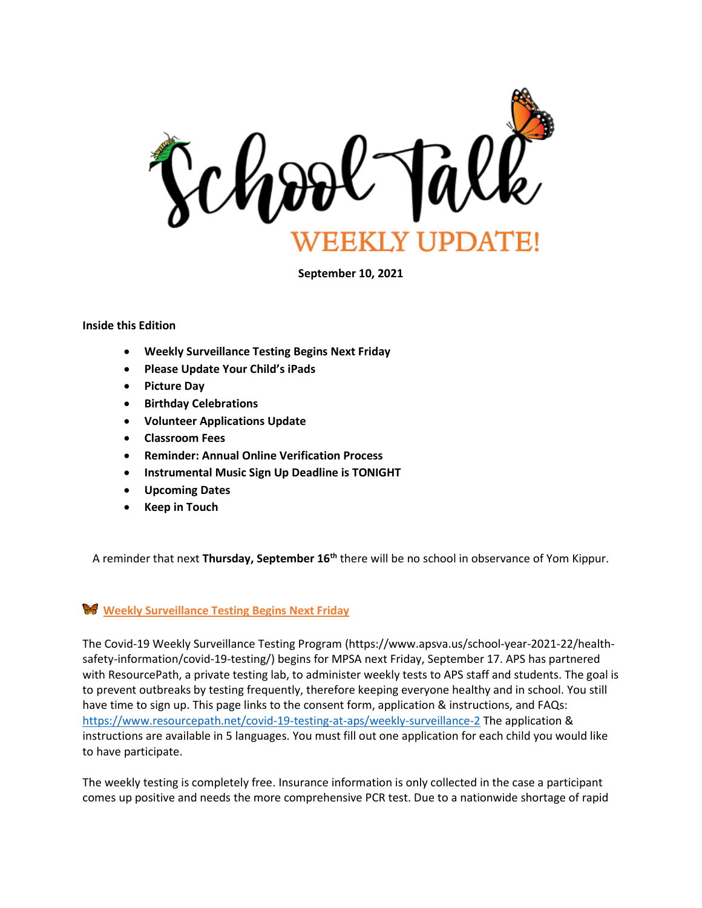# School Talk

## WEEKLY UPDATE!

**September 10, 2021**

**Inside this Edition**

- **Weekly Surveillance Testing Begins Next Friday**
- **Please Update Your Child's iPads**
- **Picture Day**
- **Birthday Celebrations**
- **Volunteer Applications Update**
- **Classroom Fees**
- **Reminder: Annual Online Verification Process**
- **Instrumental Music Sign Up Deadline is TONIGHT**
- **Upcoming Dates**
- **Keep in Touch**

A reminder that next **Thursday, September 16th** there will be no school in observance of Yom Kippur.

### Weekly Surveillance Testing Begins Next Friday

The Covid-19 Weekly Surveillance Testing Program (https://www.apsva.us/school-year-2021-22/health-safety-information/covid-19-testing/) begins for MPSA next Friday, September 17. APS has partnered with ResourcePath, a private testing lab, to administer weekly tests to APS staff and students. The goal is to prevent outbreaks by testing frequently, therefore keeping everyone healthy and in school. You still have time to sign up. This page links to the consent form, application & instructions, and FAQs: https://www.resourcepath.net/covid-19-testing-at-aps/weekly-surveillance-2 The application & instructions are available in 5 languages. You must fill out one application for each child you would like to have participate.

The weekly testing is completely free. Insurance information is only collected in the case a participant comes up positive and needs the more comprehensive PCR test. Due to a nationwide shortage of rapid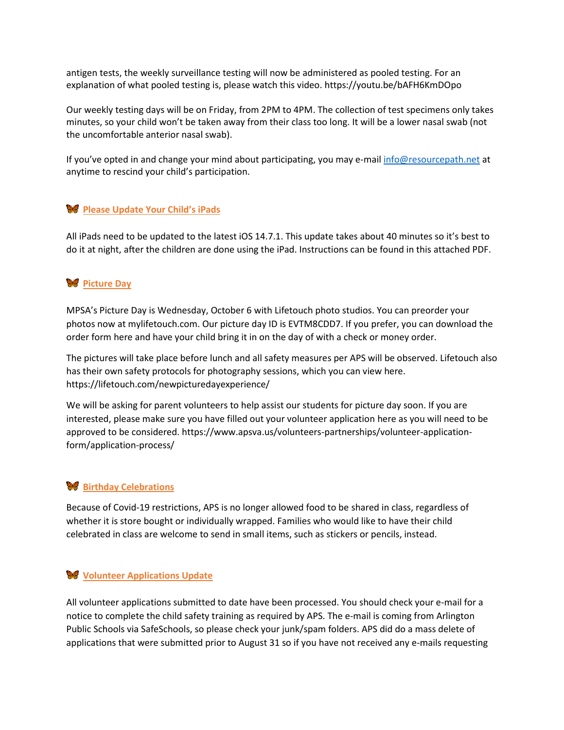antigen tests, the weekly surveillance testing will now be administered as pooled testing. For an explanation of what pooled testing is, please watch this video. https://youtu.be/bAFH6KmDOpo

Our weekly testing days will be on Friday, from 2PM to 4PM. The collection of test specimens only takes minutes, so your child won't be taken away from their class too long. It will be a lower nasal swab (not the uncomfortable anterior nasal swab).

If you've opted in and change your mind about participating, you may e-mail [info@resourcepath.net](mailto:info@resourcepath.net) at anytime to rescind your child's participation.

## 🦋 Please Update Your Child's iPads

All iPads need to be updated to the latest iOS 14.7.1. This update takes about 40 minutes so it's best to do it at night, after the children are done using the iPad. Instructions can be found in this attached PDF.

## 🦋 Picture Day

MPSA's Picture Day is Wednesday, October 6 with Lifetouch photo studios. You can preorder your photos now at mylifetouch.com. Our picture day ID is EVTM8CDD7. If you prefer, you can download the order form here and have your child bring it in on the day of with a check or money order.

The pictures will take place before lunch and all safety measures per APS will be observed. Lifetouch also has their own safety protocols for photography sessions, which you can view here. https://lifetouch.com/newpicturedayexperience/

We will be asking for parent volunteers to help assist our students for picture day soon. If you are interested, please make sure you have filled out your volunteer application here as you will need to be approved to be considered. https://www.apsva.us/volunteers-partnerships/volunteer-application-form/application-process/

## 🦋 Birthday Celebrations

Because of Covid-19 restrictions, APS is no longer allowed food to be shared in class, regardless of whether it is store bought or individually wrapped. Families who would like to have their child celebrated in class are welcome to send in small items, such as stickers or pencils, instead.

## 🦋 Volunteer Applications Update

All volunteer applications submitted to date have been processed. You should check your e-mail for a notice to complete the child safety training as required by APS. The e-mail is coming from Arlington Public Schools via SafeSchools, so please check your junk/spam folders. APS did do a mass delete of applications that were submitted prior to August 31 so if you have not received any e-mails requesting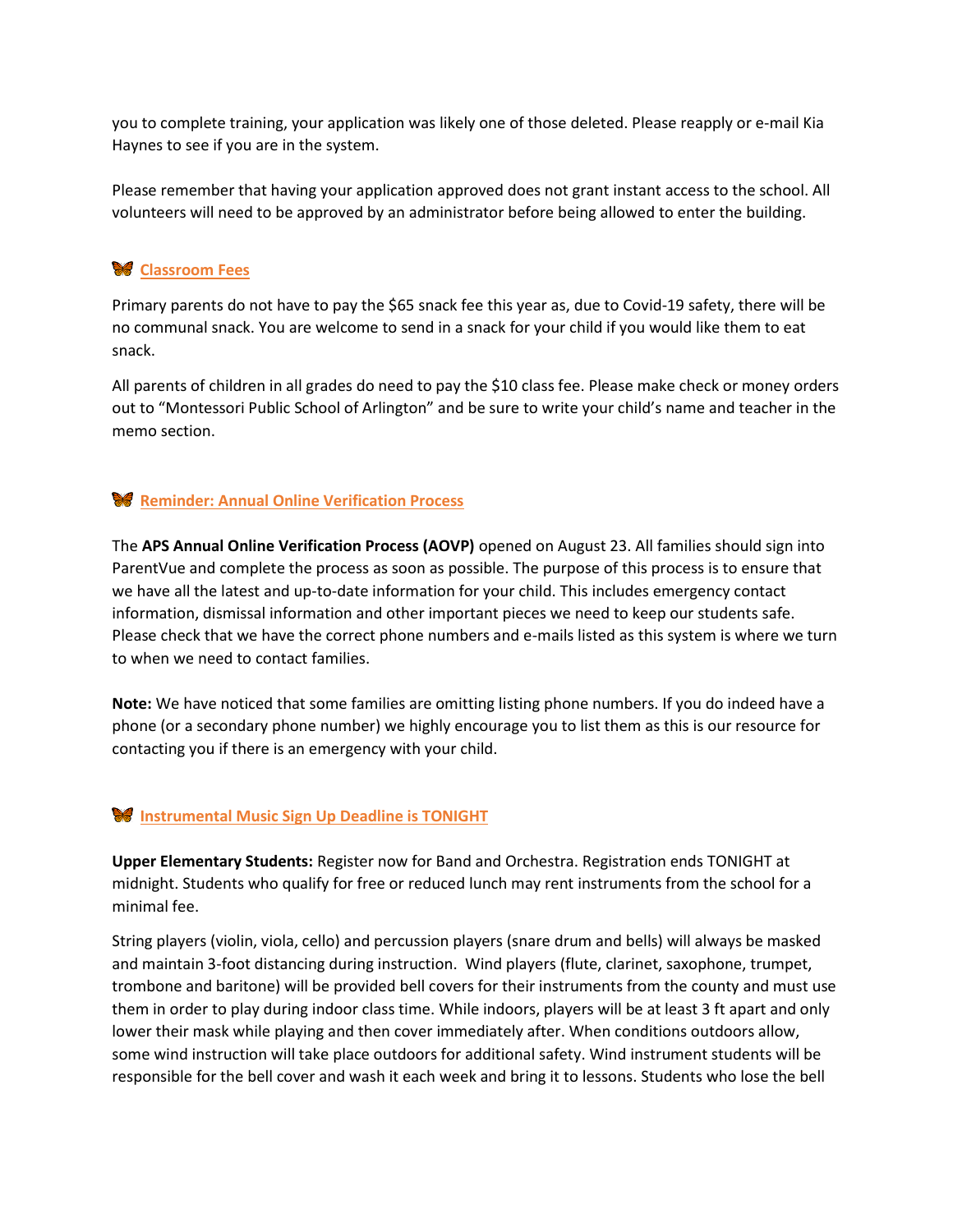you to complete training, your application was likely one of those deleted. Please reapply or e-mail Kia Haynes to see if you are in the system.

Please remember that having your application approved does not grant instant access to the school. All volunteers will need to be approved by an administrator before being allowed to enter the building.

## Classroom Fees

Primary parents do not have to pay the $65 snack fee this year as, due to Covid-19 safety, there will be no communal snack. You are welcome to send in a snack for your child if you would like them to eat snack.

All parents of children in all grades do need to pay the $10 class fee. Please make check or money orders out to "Montessori Public School of Arlington" and be sure to write your child's name and teacher in the memo section.

## Reminder: Annual Online Verification Process

The **APS Annual Online Verification Process (AOVP)** opened on August 23. All families should sign into ParentVue and complete the process as soon as possible. The purpose of this process is to ensure that we have all the latest and up-to-date information for your child. This includes emergency contact information, dismissal information and other important pieces we need to keep our students safe. Please check that we have the correct phone numbers and e-mails listed as this system is where we turn to when we need to contact families.

**Note:** We have noticed that some families are omitting listing phone numbers. If you do indeed have a phone (or a secondary phone number) we highly encourage you to list them as this is our resource for contacting you if there is an emergency with your child.

## Instrumental Music Sign Up Deadline is TONIGHT

**Upper Elementary Students:** Register now for Band and Orchestra. Registration ends TONIGHT at midnight. Students who qualify for free or reduced lunch may rent instruments from the school for a minimal fee.

String players (violin, viola, cello) and percussion players (snare drum and bells) will always be masked and maintain 3-foot distancing during instruction. Wind players (flute, clarinet, saxophone, trumpet, trombone and baritone) will be provided bell covers for their instruments from the county and must use them in order to play during indoor class time. While indoors, players will be at least 3 ft apart and only lower their mask while playing and then cover immediately after. When conditions outdoors allow, some wind instruction will take place outdoors for additional safety. Wind instrument students will be responsible for the bell cover and wash it each week and bring it to lessons. Students who lose the bell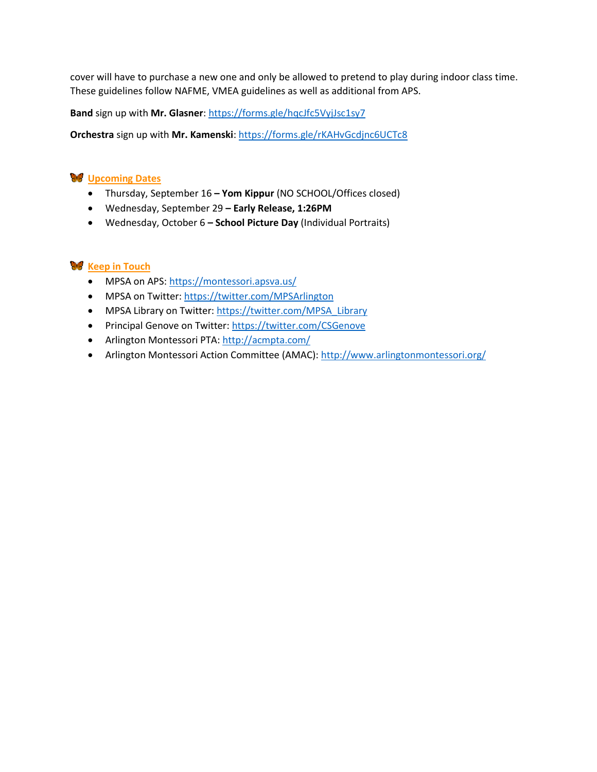cover will have to purchase a new one and only be allowed to pretend to play during indoor class time. These guidelines follow NAFME, VMEA guidelines as well as additional from APS.

**Band** sign up with **Mr. Glasner**: https://forms.gle/hqcJfc5VyjJsc1sy7

**Orchestra** sign up with **Mr. Kamenski**: https://forms.gle/rKAHvGcdjnc6UCTc8

## 🦋 Upcoming Dates

- Thursday, September 16 **– Yom Kippur** (NO SCHOOL/Offices closed)
- Wednesday, September 29 **– Early Release, 1:26PM**
- Wednesday, October 6 **– School Picture Day** (Individual Portraits)

## 🦋 Keep in Touch

- MPSA on APS: https://montessori.apsva.us/
- MPSA on Twitter: https://twitter.com/MPSArlington
- MPSA Library on Twitter: https://twitter.com/MPSA_Library
- Principal Genove on Twitter: https://twitter.com/CSGenove
- Arlington Montessori PTA: http://acmpta.com/
- Arlington Montessori Action Committee (AMAC): http://www.arlingtonmontessori.org/